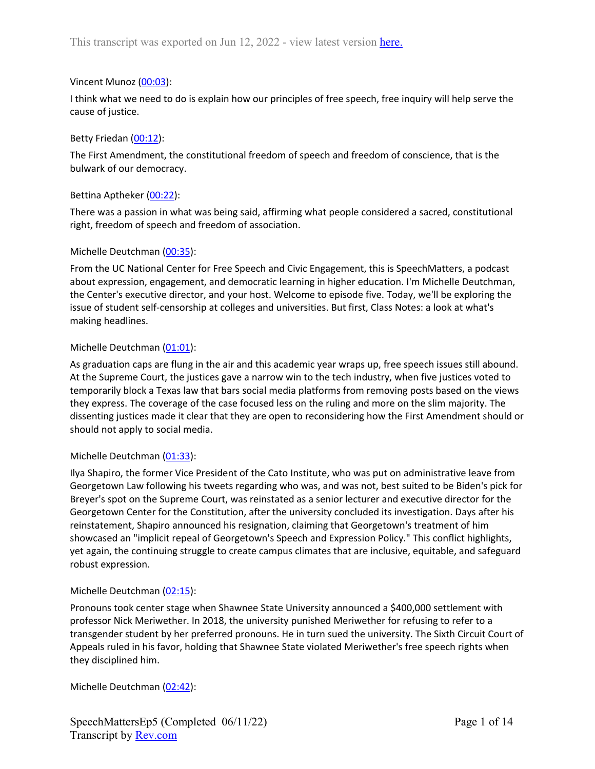This transcript was exported on Jun 12, 2022 - view latest version [here.](#)

Vincent Munoz ([00:03](#)):

I think what we need to do is explain how our principles of free speech, free inquiry will help serve the cause of justice.

Betty Friedan ([00:12](#)):

The First Amendment, the constitutional freedom of speech and freedom of conscience, that is the bulwark of our democracy.

Bettina Aptheker ([00:22](#)):

There was a passion in what was being said, affirming what people considered a sacred, constitutional right, freedom of speech and freedom of association.

Michelle Deutchman ([00:35](#)):

From the UC National Center for Free Speech and Civic Engagement, this is SpeechMatters, a podcast about expression, engagement, and democratic learning in higher education. I'm Michelle Deutchman, the Center's executive director, and your host. Welcome to episode five. Today, we'll be exploring the issue of student self-censorship at colleges and universities. But first, Class Notes: a look at what's making headlines.

Michelle Deutchman ([01:01](#)):

As graduation caps are flung in the air and this academic year wraps up, free speech issues still abound. At the Supreme Court, the justices gave a narrow win to the tech industry, when five justices voted to temporarily block a Texas law that bars social media platforms from removing posts based on the views they express. The coverage of the case focused less on the ruling and more on the slim majority. The dissenting justices made it clear that they are open to reconsidering how the First Amendment should or should not apply to social media.

Michelle Deutchman ([01:33](#)):

Ilya Shapiro, the former Vice President of the Cato Institute, who was put on administrative leave from Georgetown Law following his tweets regarding who was, and was not, best suited to be Biden's pick for Breyer's spot on the Supreme Court, was reinstated as a senior lecturer and executive director for the Georgetown Center for the Constitution, after the university concluded its investigation. Days after his reinstatement, Shapiro announced his resignation, claiming that Georgetown's treatment of him showcased an "implicit repeal of Georgetown's Speech and Expression Policy." This conflict highlights, yet again, the continuing struggle to create campus climates that are inclusive, equitable, and safeguard robust expression.

Michelle Deutchman ([02:15](#)):

Pronouns took center stage when Shawnee State University announced a $400,000 settlement with professor Nick Meriwether. In 2018, the university punished Meriwether for refusing to refer to a transgender student by her preferred pronouns. He in turn sued the university. The Sixth Circuit Court of Appeals ruled in his favor, holding that Shawnee State violated Meriwether's free speech rights when they disciplined him.

Michelle Deutchman ([02:42](#)):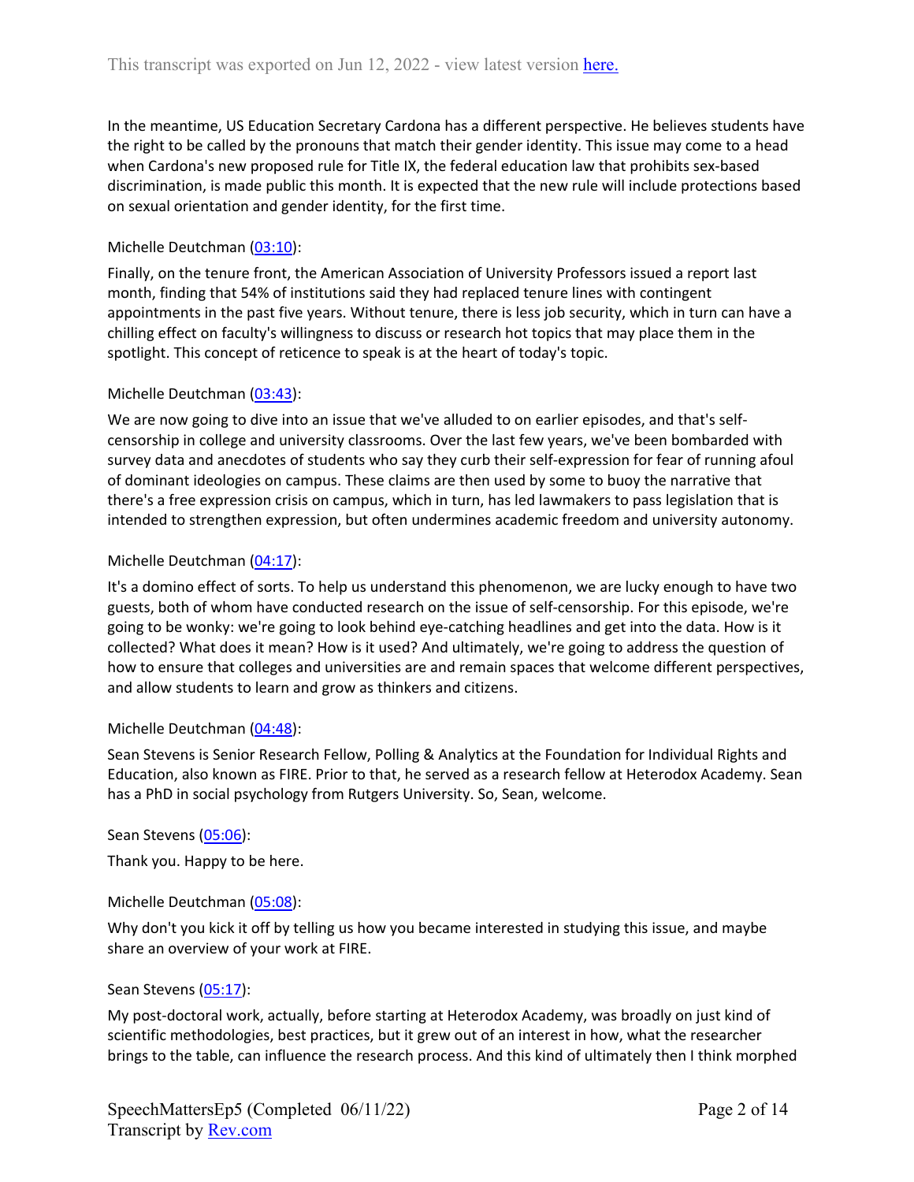In the meantime, US Education Secretary Cardona has a different perspective. He believes students have the right to be called by the pronouns that match their gender identity. This issue may come to a head when Cardona's new proposed rule for Title IX, the federal education law that prohibits sex-based discrimination, is made public this month. It is expected that the new rule will include protections based on sexual orientation and gender identity, for the first time.

Michelle Deutchman (03:10):

Finally, on the tenure front, the American Association of University Professors issued a report last month, finding that 54% of institutions said they had replaced tenure lines with contingent appointments in the past five years. Without tenure, there is less job security, which in turn can have a chilling effect on faculty's willingness to discuss or research hot topics that may place them in the spotlight. This concept of reticence to speak is at the heart of today's topic.

Michelle Deutchman (03:43):

We are now going to dive into an issue that we've alluded to on earlier episodes, and that's self-censorship in college and university classrooms. Over the last few years, we've been bombarded with survey data and anecdotes of students who say they curb their self-expression for fear of running afoul of dominant ideologies on campus. These claims are then used by some to buoy the narrative that there's a free expression crisis on campus, which in turn, has led lawmakers to pass legislation that is intended to strengthen expression, but often undermines academic freedom and university autonomy.

Michelle Deutchman (04:17):

It's a domino effect of sorts. To help us understand this phenomenon, we are lucky enough to have two guests, both of whom have conducted research on the issue of self-censorship. For this episode, we're going to be wonky: we're going to look behind eye-catching headlines and get into the data. How is it collected? What does it mean? How is it used? And ultimately, we're going to address the question of how to ensure that colleges and universities are and remain spaces that welcome different perspectives, and allow students to learn and grow as thinkers and citizens.

Michelle Deutchman (04:48):

Sean Stevens is Senior Research Fellow, Polling & Analytics at the Foundation for Individual Rights and Education, also known as FIRE. Prior to that, he served as a research fellow at Heterodox Academy. Sean has a PhD in social psychology from Rutgers University. So, Sean, welcome.

Sean Stevens (05:06):

Thank you. Happy to be here.

Michelle Deutchman (05:08):

Why don't you kick it off by telling us how you became interested in studying this issue, and maybe share an overview of your work at FIRE.

Sean Stevens (05:17):

My post-doctoral work, actually, before starting at Heterodox Academy, was broadly on just kind of scientific methodologies, best practices, but it grew out of an interest in how, what the researcher brings to the table, can influence the research process. And this kind of ultimately then I think morphed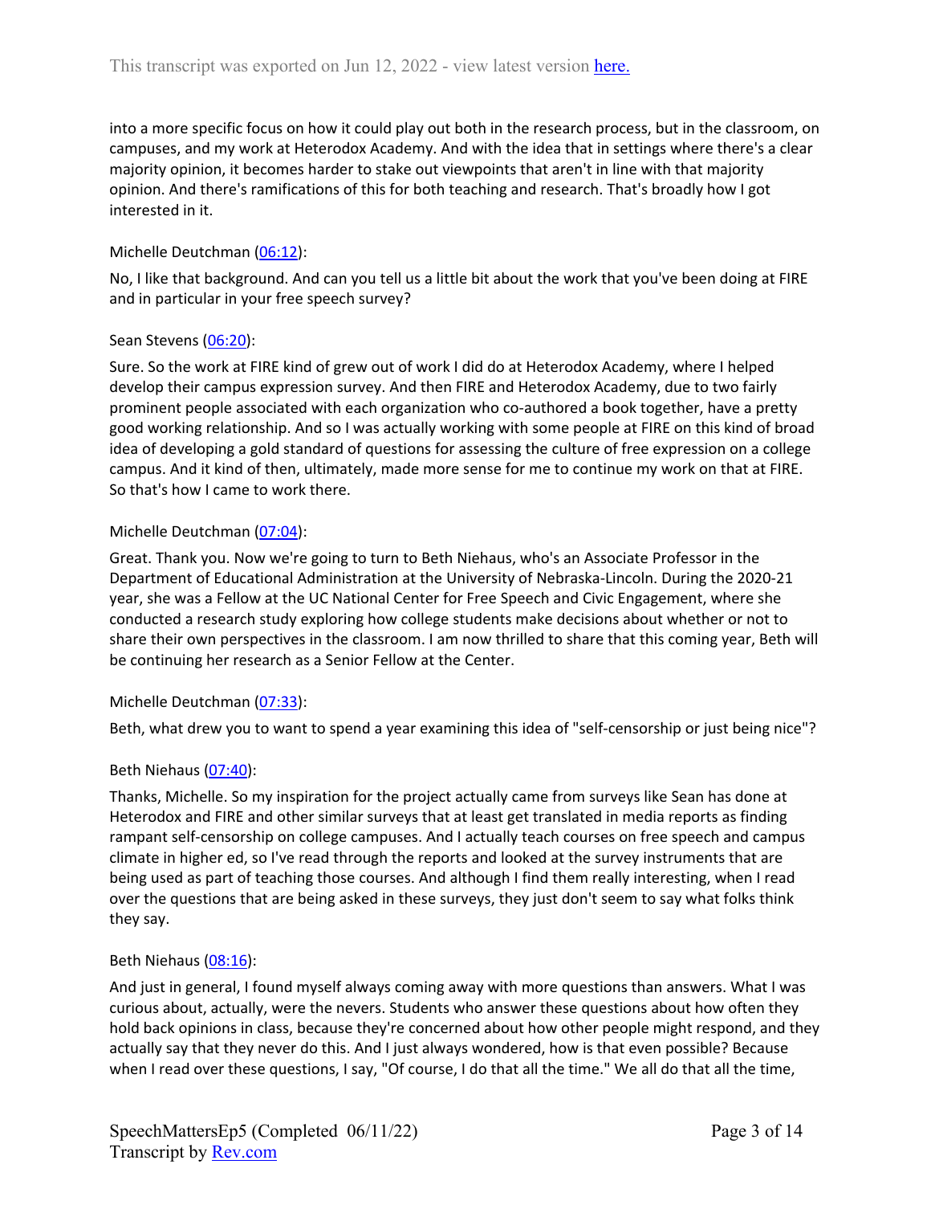into a more specific focus on how it could play out both in the research process, but in the classroom, on campuses, and my work at Heterodox Academy. And with the idea that in settings where there's a clear majority opinion, it becomes harder to stake out viewpoints that aren't in line with that majority opinion. And there's ramifications of this for both teaching and research. That's broadly how I got interested in it.

Michelle Deutchman ([06:12](#)):

No, I like that background. And can you tell us a little bit about the work that you've been doing at FIRE and in particular in your free speech survey?

Sean Stevens ([06:20](#)):

Sure. So the work at FIRE kind of grew out of work I did do at Heterodox Academy, where I helped develop their campus expression survey. And then FIRE and Heterodox Academy, due to two fairly prominent people associated with each organization who co-authored a book together, have a pretty good working relationship. And so I was actually working with some people at FIRE on this kind of broad idea of developing a gold standard of questions for assessing the culture of free expression on a college campus. And it kind of then, ultimately, made more sense for me to continue my work on that at FIRE. So that's how I came to work there.

Michelle Deutchman ([07:04](#)):

Great. Thank you. Now we're going to turn to Beth Niehaus, who's an Associate Professor in the Department of Educational Administration at the University of Nebraska-Lincoln. During the 2020-21 year, she was a Fellow at the UC National Center for Free Speech and Civic Engagement, where she conducted a research study exploring how college students make decisions about whether or not to share their own perspectives in the classroom. I am now thrilled to share that this coming year, Beth will be continuing her research as a Senior Fellow at the Center.

Michelle Deutchman ([07:33](#)):

Beth, what drew you to want to spend a year examining this idea of "self-censorship or just being nice"?

Beth Niehaus ([07:40](#)):

Thanks, Michelle. So my inspiration for the project actually came from surveys like Sean has done at Heterodox and FIRE and other similar surveys that at least get translated in media reports as finding rampant self-censorship on college campuses. And I actually teach courses on free speech and campus climate in higher ed, so I've read through the reports and looked at the survey instruments that are being used as part of teaching those courses. And although I find them really interesting, when I read over the questions that are being asked in these surveys, they just don't seem to say what folks think they say.

Beth Niehaus ([08:16](#)):

And just in general, I found myself always coming away with more questions than answers. What I was curious about, actually, were the nevers. Students who answer these questions about how often they hold back opinions in class, because they're concerned about how other people might respond, and they actually say that they never do this. And I just always wondered, how is that even possible? Because when I read over these questions, I say, "Of course, I do that all the time." We all do that all the time,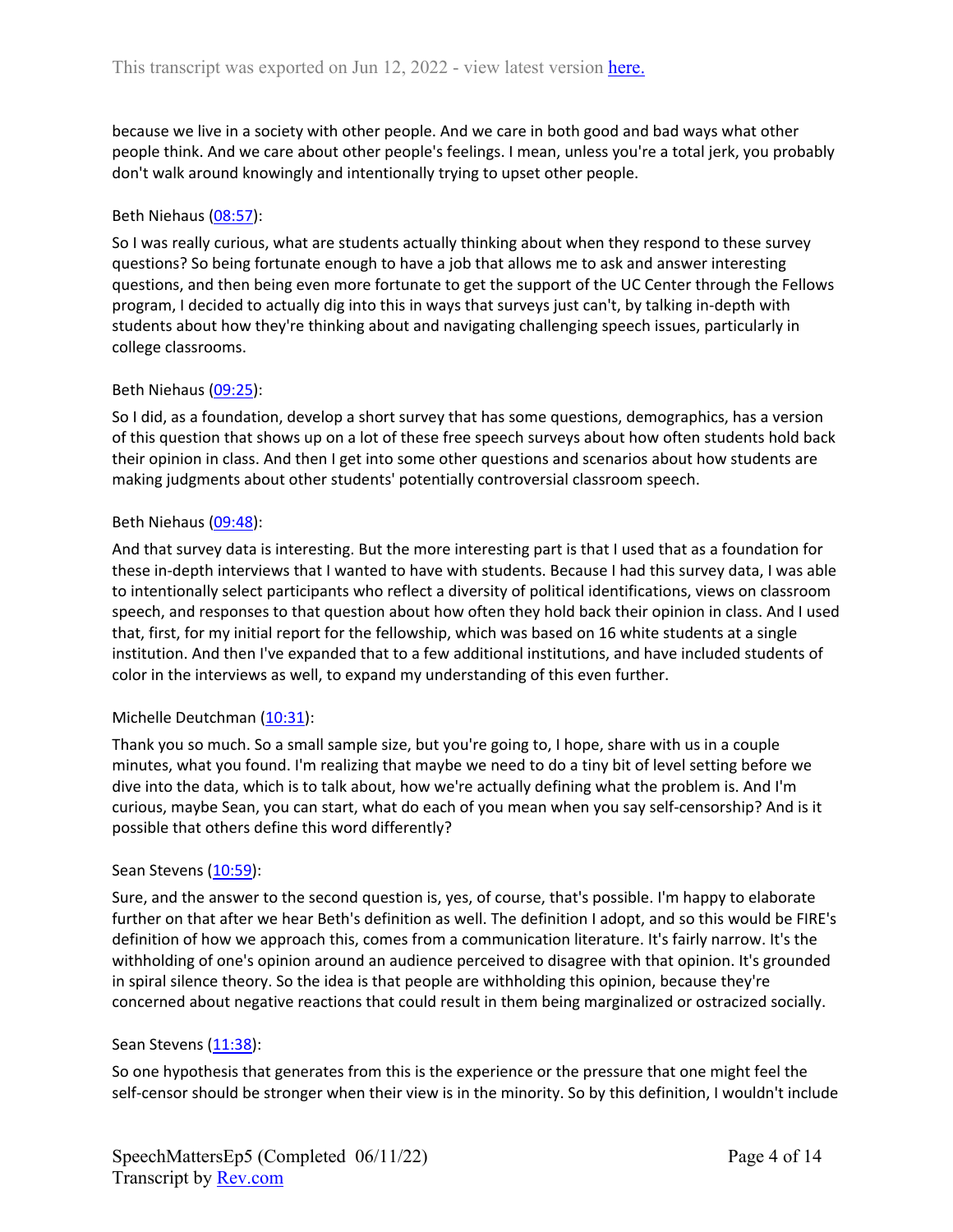because we live in a society with other people. And we care in both good and bad ways what other people think. And we care about other people's feelings. I mean, unless you're a total jerk, you probably don't walk around knowingly and intentionally trying to upset other people.

Beth Niehaus (08:57):

So I was really curious, what are students actually thinking about when they respond to these survey questions? So being fortunate enough to have a job that allows me to ask and answer interesting questions, and then being even more fortunate to get the support of the UC Center through the Fellows program, I decided to actually dig into this in ways that surveys just can't, by talking in-depth with students about how they're thinking about and navigating challenging speech issues, particularly in college classrooms.

Beth Niehaus (09:25):

So I did, as a foundation, develop a short survey that has some questions, demographics, has a version of this question that shows up on a lot of these free speech surveys about how often students hold back their opinion in class. And then I get into some other questions and scenarios about how students are making judgments about other students' potentially controversial classroom speech.

Beth Niehaus (09:48):

And that survey data is interesting. But the more interesting part is that I used that as a foundation for these in-depth interviews that I wanted to have with students. Because I had this survey data, I was able to intentionally select participants who reflect a diversity of political identifications, views on classroom speech, and responses to that question about how often they hold back their opinion in class. And I used that, first, for my initial report for the fellowship, which was based on 16 white students at a single institution. And then I've expanded that to a few additional institutions, and have included students of color in the interviews as well, to expand my understanding of this even further.

Michelle Deutchman (10:31):

Thank you so much. So a small sample size, but you're going to, I hope, share with us in a couple minutes, what you found. I'm realizing that maybe we need to do a tiny bit of level setting before we dive into the data, which is to talk about, how we're actually defining what the problem is. And I'm curious, maybe Sean, you can start, what do each of you mean when you say self-censorship? And is it possible that others define this word differently?

Sean Stevens (10:59):

Sure, and the answer to the second question is, yes, of course, that's possible. I'm happy to elaborate further on that after we hear Beth's definition as well. The definition I adopt, and so this would be FIRE's definition of how we approach this, comes from a communication literature. It's fairly narrow. It's the withholding of one's opinion around an audience perceived to disagree with that opinion. It's grounded in spiral silence theory. So the idea is that people are withholding this opinion, because they're concerned about negative reactions that could result in them being marginalized or ostracized socially.

Sean Stevens (11:38):

So one hypothesis that generates from this is the experience or the pressure that one might feel the self-censor should be stronger when their view is in the minority. So by this definition, I wouldn't include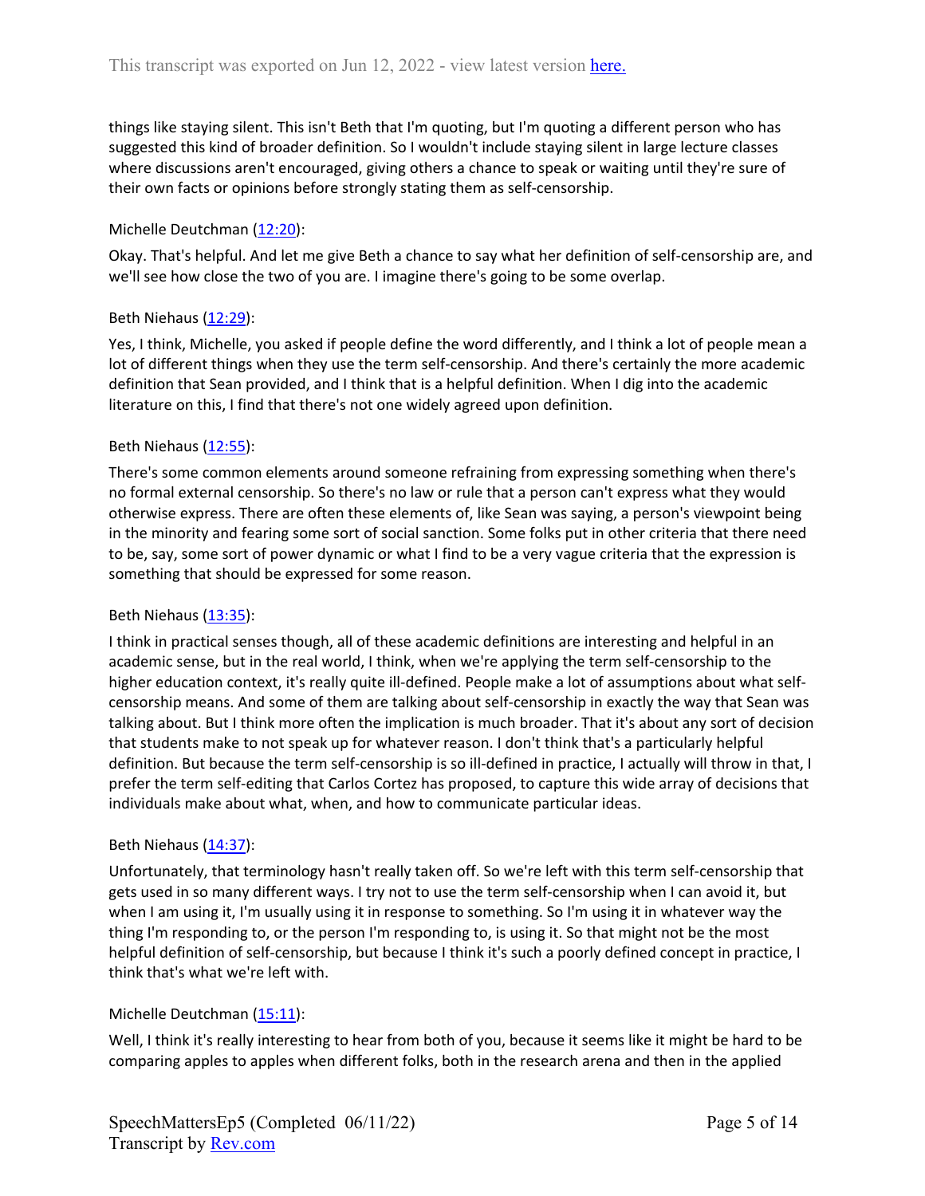things like staying silent. This isn't Beth that I'm quoting, but I'm quoting a different person who has suggested this kind of broader definition. So I wouldn't include staying silent in large lecture classes where discussions aren't encouraged, giving others a chance to speak or waiting until they're sure of their own facts or opinions before strongly stating them as self-censorship.

Michelle Deutchman ([12:20](12:20)):

Okay. That's helpful. And let me give Beth a chance to say what her definition of self-censorship are, and we'll see how close the two of you are. I imagine there's going to be some overlap.

Beth Niehaus ([12:29](12:29)):

Yes, I think, Michelle, you asked if people define the word differently, and I think a lot of people mean a lot of different things when they use the term self-censorship. And there's certainly the more academic definition that Sean provided, and I think that is a helpful definition. When I dig into the academic literature on this, I find that there's not one widely agreed upon definition.

Beth Niehaus ([12:55](12:55)):

There's some common elements around someone refraining from expressing something when there's no formal external censorship. So there's no law or rule that a person can't express what they would otherwise express. There are often these elements of, like Sean was saying, a person's viewpoint being in the minority and fearing some sort of social sanction. Some folks put in other criteria that there need to be, say, some sort of power dynamic or what I find to be a very vague criteria that the expression is something that should be expressed for some reason.

Beth Niehaus ([13:35](13:35)):

I think in practical senses though, all of these academic definitions are interesting and helpful in an academic sense, but in the real world, I think, when we're applying the term self-censorship to the higher education context, it's really quite ill-defined. People make a lot of assumptions about what self-censorship means. And some of them are talking about self-censorship in exactly the way that Sean was talking about. But I think more often the implication is much broader. That it's about any sort of decision that students make to not speak up for whatever reason. I don't think that's a particularly helpful definition. But because the term self-censorship is so ill-defined in practice, I actually will throw in that, I prefer the term self-editing that Carlos Cortez has proposed, to capture this wide array of decisions that individuals make about what, when, and how to communicate particular ideas.

Beth Niehaus ([14:37](14:37)):

Unfortunately, that terminology hasn't really taken off. So we're left with this term self-censorship that gets used in so many different ways. I try not to use the term self-censorship when I can avoid it, but when I am using it, I'm usually using it in response to something. So I'm using it in whatever way the thing I'm responding to, or the person I'm responding to, is using it. So that might not be the most helpful definition of self-censorship, but because I think it's such a poorly defined concept in practice, I think that's what we're left with.

Michelle Deutchman ([15:11](15:11)):

Well, I think it's really interesting to hear from both of you, because it seems like it might be hard to be comparing apples to apples when different folks, both in the research arena and then in the applied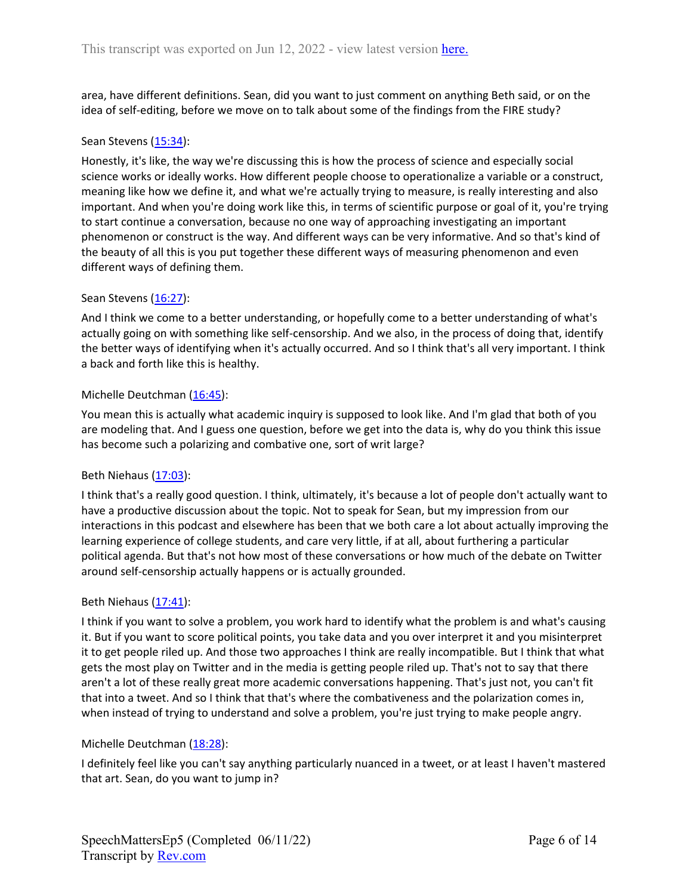area, have different definitions. Sean, did you want to just comment on anything Beth said, or on the idea of self-editing, before we move on to talk about some of the findings from the FIRE study?

Sean Stevens (15:34):

Honestly, it's like, the way we're discussing this is how the process of science and especially social science works or ideally works. How different people choose to operationalize a variable or a construct, meaning like how we define it, and what we're actually trying to measure, is really interesting and also important. And when you're doing work like this, in terms of scientific purpose or goal of it, you're trying to start continue a conversation, because no one way of approaching investigating an important phenomenon or construct is the way. And different ways can be very informative. And so that's kind of the beauty of all this is you put together these different ways of measuring phenomenon and even different ways of defining them.

Sean Stevens (16:27):

And I think we come to a better understanding, or hopefully come to a better understanding of what's actually going on with something like self-censorship. And we also, in the process of doing that, identify the better ways of identifying when it's actually occurred. And so I think that's all very important. I think a back and forth like this is healthy.

Michelle Deutchman (16:45):

You mean this is actually what academic inquiry is supposed to look like. And I'm glad that both of you are modeling that. And I guess one question, before we get into the data is, why do you think this issue has become such a polarizing and combative one, sort of writ large?

Beth Niehaus (17:03):

I think that's a really good question. I think, ultimately, it's because a lot of people don't actually want to have a productive discussion about the topic. Not to speak for Sean, but my impression from our interactions in this podcast and elsewhere has been that we both care a lot about actually improving the learning experience of college students, and care very little, if at all, about furthering a particular political agenda. But that's not how most of these conversations or how much of the debate on Twitter around self-censorship actually happens or is actually grounded.

Beth Niehaus (17:41):

I think if you want to solve a problem, you work hard to identify what the problem is and what's causing it. But if you want to score political points, you take data and you over interpret it and you misinterpret it to get people riled up. And those two approaches I think are really incompatible. But I think that what gets the most play on Twitter and in the media is getting people riled up. That's not to say that there aren't a lot of these really great more academic conversations happening. That's just not, you can't fit that into a tweet. And so I think that that's where the combativeness and the polarization comes in, when instead of trying to understand and solve a problem, you're just trying to make people angry.

Michelle Deutchman (18:28):

I definitely feel like you can't say anything particularly nuanced in a tweet, or at least I haven't mastered that art. Sean, do you want to jump in?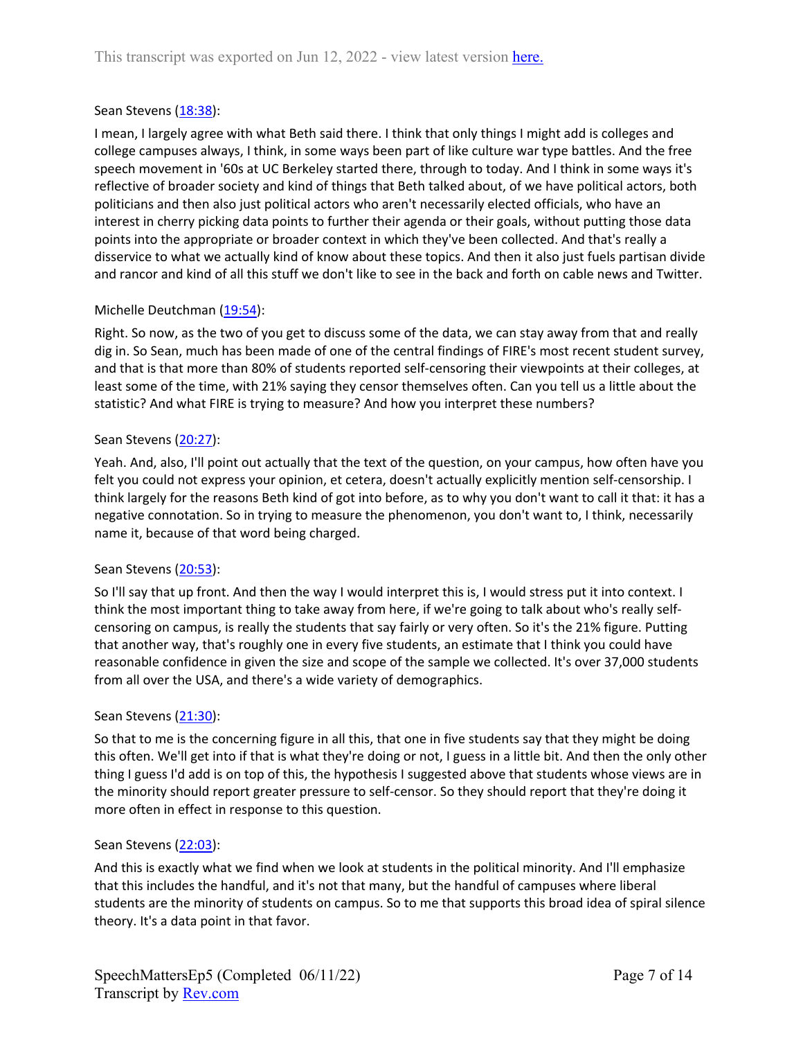Sean Stevens ([18:38](#)):

I mean, I largely agree with what Beth said there. I think that only things I might add is colleges and college campuses always, I think, in some ways been part of like culture war type battles. And the free speech movement in '60s at UC Berkeley started there, through to today. And I think in some ways it's reflective of broader society and kind of things that Beth talked about, of we have political actors, both politicians and then also just political actors who aren't necessarily elected officials, who have an interest in cherry picking data points to further their agenda or their goals, without putting those data points into the appropriate or broader context in which they've been collected. And that's really a disservice to what we actually kind of know about these topics. And then it also just fuels partisan divide and rancor and kind of all this stuff we don't like to see in the back and forth on cable news and Twitter.

Michelle Deutchman ([19:54](#)):

Right. So now, as the two of you get to discuss some of the data, we can stay away from that and really dig in. So Sean, much has been made of one of the central findings of FIRE's most recent student survey, and that is that more than 80% of students reported self-censoring their viewpoints at their colleges, at least some of the time, with 21% saying they censor themselves often. Can you tell us a little about the statistic? And what FIRE is trying to measure? And how you interpret these numbers?

Sean Stevens ([20:27](#)):

Yeah. And, also, I'll point out actually that the text of the question, on your campus, how often have you felt you could not express your opinion, et cetera, doesn't actually explicitly mention self-censorship. I think largely for the reasons Beth kind of got into before, as to why you don't want to call it that: it has a negative connotation. So in trying to measure the phenomenon, you don't want to, I think, necessarily name it, because of that word being charged.

Sean Stevens ([20:53](#)):

So I'll say that up front. And then the way I would interpret this is, I would stress put it into context. I think the most important thing to take away from here, if we're going to talk about who's really self-censoring on campus, is really the students that say fairly or very often. So it's the 21% figure. Putting that another way, that's roughly one in every five students, an estimate that I think you could have reasonable confidence in given the size and scope of the sample we collected. It's over 37,000 students from all over the USA, and there's a wide variety of demographics.

Sean Stevens ([21:30](#)):

So that to me is the concerning figure in all this, that one in five students say that they might be doing this often. We'll get into if that is what they're doing or not, I guess in a little bit. And then the only other thing I guess I'd add is on top of this, the hypothesis I suggested above that students whose views are in the minority should report greater pressure to self-censor. So they should report that they're doing it more often in effect in response to this question.

Sean Stevens ([22:03](#)):

And this is exactly what we find when we look at students in the political minority. And I'll emphasize that this includes the handful, and it's not that many, but the handful of campuses where liberal students are the minority of students on campus. So to me that supports this broad idea of spiral silence theory. It's a data point in that favor.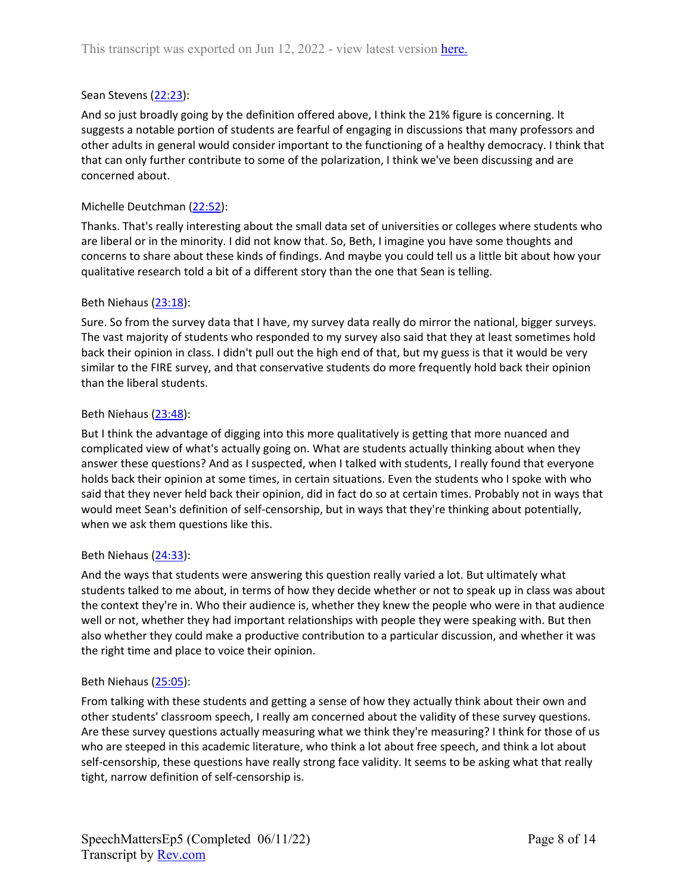Sean Stevens ([22:23](#)):

And so just broadly going by the definition offered above, I think the 21% figure is concerning. It suggests a notable portion of students are fearful of engaging in discussions that many professors and other adults in general would consider important to the functioning of a healthy democracy. I think that that can only further contribute to some of the polarization, I think we've been discussing and are concerned about.

Michelle Deutchman ([22:52](#)):

Thanks. That's really interesting about the small data set of universities or colleges where students who are liberal or in the minority. I did not know that. So, Beth, I imagine you have some thoughts and concerns to share about these kinds of findings. And maybe you could tell us a little bit about how your qualitative research told a bit of a different story than the one that Sean is telling.

Beth Niehaus ([23:18](#)):

Sure. So from the survey data that I have, my survey data really do mirror the national, bigger surveys. The vast majority of students who responded to my survey also said that they at least sometimes hold back their opinion in class. I didn't pull out the high end of that, but my guess is that it would be very similar to the FIRE survey, and that conservative students do more frequently hold back their opinion than the liberal students.

Beth Niehaus ([23:48](#)):

But I think the advantage of digging into this more qualitatively is getting that more nuanced and complicated view of what's actually going on. What are students actually thinking about when they answer these questions? And as I suspected, when I talked with students, I really found that everyone holds back their opinion at some times, in certain situations. Even the students who I spoke with who said that they never held back their opinion, did in fact do so at certain times. Probably not in ways that would meet Sean's definition of self-censorship, but in ways that they're thinking about potentially, when we ask them questions like this.

Beth Niehaus ([24:33](#)):

And the ways that students were answering this question really varied a lot. But ultimately what students talked to me about, in terms of how they decide whether or not to speak up in class was about the context they're in. Who their audience is, whether they knew the people who were in that audience well or not, whether they had important relationships with people they were speaking with. But then also whether they could make a productive contribution to a particular discussion, and whether it was the right time and place to voice their opinion.

Beth Niehaus ([25:05](#)):

From talking with these students and getting a sense of how they actually think about their own and other students' classroom speech, I really am concerned about the validity of these survey questions. Are these survey questions actually measuring what we think they're measuring? I think for those of us who are steeped in this academic literature, who think a lot about free speech, and think a lot about self-censorship, these questions have really strong face validity. It seems to be asking what that really tight, narrow definition of self-censorship is.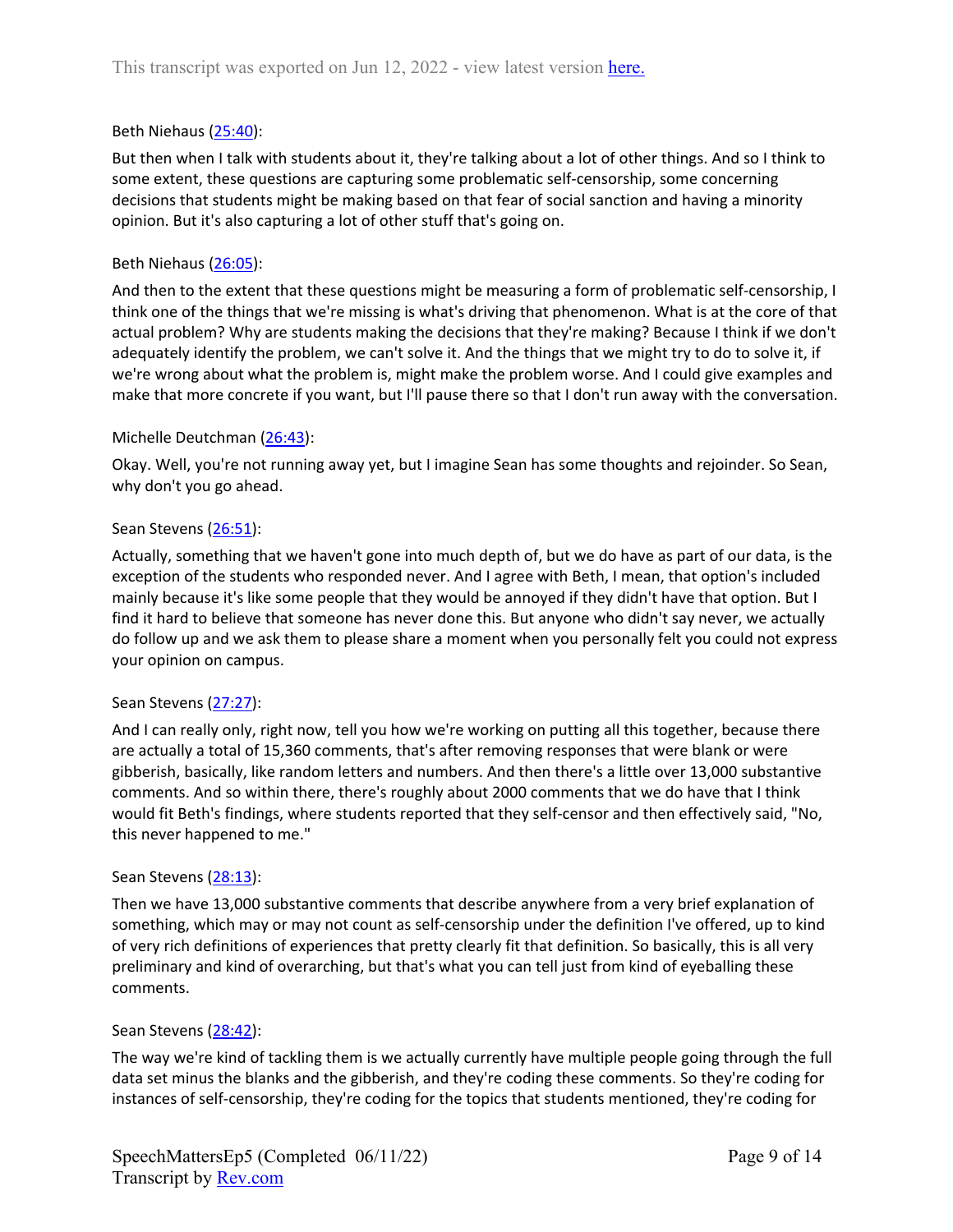Beth Niehaus (25:40):

But then when I talk with students about it, they're talking about a lot of other things. And so I think to some extent, these questions are capturing some problematic self-censorship, some concerning decisions that students might be making based on that fear of social sanction and having a minority opinion. But it's also capturing a lot of other stuff that's going on.

Beth Niehaus (26:05):

And then to the extent that these questions might be measuring a form of problematic self-censorship, I think one of the things that we're missing is what's driving that phenomenon. What is at the core of that actual problem? Why are students making the decisions that they're making? Because I think if we don't adequately identify the problem, we can't solve it. And the things that we might try to do to solve it, if we're wrong about what the problem is, might make the problem worse. And I could give examples and make that more concrete if you want, but I'll pause there so that I don't run away with the conversation.

Michelle Deutchman (26:43):

Okay. Well, you're not running away yet, but I imagine Sean has some thoughts and rejoinder. So Sean, why don't you go ahead.

Sean Stevens (26:51):

Actually, something that we haven't gone into much depth of, but we do have as part of our data, is the exception of the students who responded never. And I agree with Beth, I mean, that option's included mainly because it's like some people that they would be annoyed if they didn't have that option. But I find it hard to believe that someone has never done this. But anyone who didn't say never, we actually do follow up and we ask them to please share a moment when you personally felt you could not express your opinion on campus.

Sean Stevens (27:27):

And I can really only, right now, tell you how we're working on putting all this together, because there are actually a total of 15,360 comments, that's after removing responses that were blank or were gibberish, basically, like random letters and numbers. And then there's a little over 13,000 substantive comments. And so within there, there's roughly about 2000 comments that we do have that I think would fit Beth's findings, where students reported that they self-censor and then effectively said, "No, this never happened to me."

Sean Stevens (28:13):

Then we have 13,000 substantive comments that describe anywhere from a very brief explanation of something, which may or may not count as self-censorship under the definition I've offered, up to kind of very rich definitions of experiences that pretty clearly fit that definition. So basically, this is all very preliminary and kind of overarching, but that's what you can tell just from kind of eyeballing these comments.

Sean Stevens (28:42):

The way we're kind of tackling them is we actually currently have multiple people going through the full data set minus the blanks and the gibberish, and they're coding these comments. So they're coding for instances of self-censorship, they're coding for the topics that students mentioned, they're coding for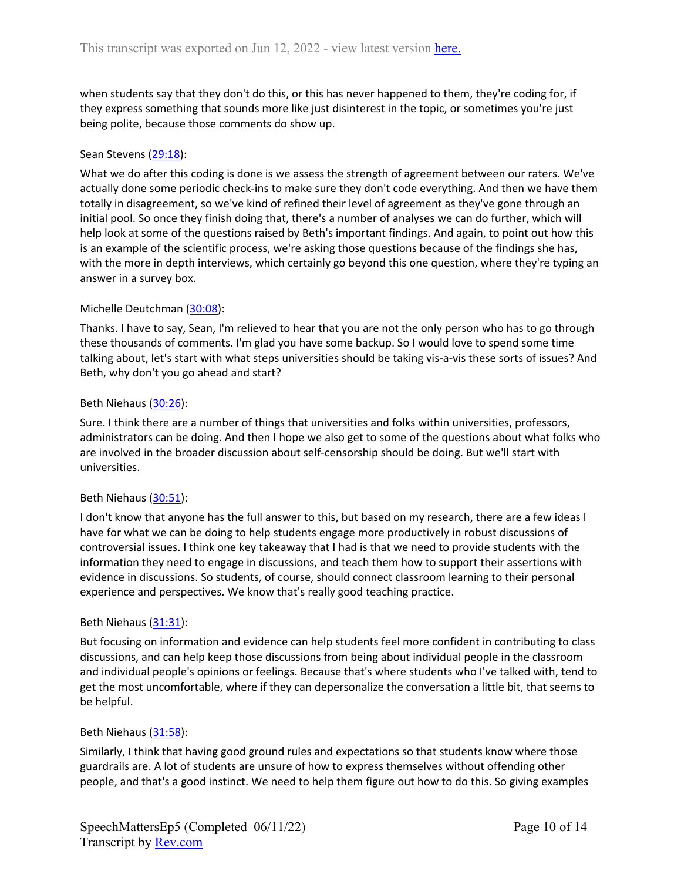when students say that they don't do this, or this has never happened to them, they're coding for, if they express something that sounds more like just disinterest in the topic, or sometimes you're just being polite, because those comments do show up.

Sean Stevens ([29:18](#)):

What we do after this coding is done is we assess the strength of agreement between our raters. We've actually done some periodic check-ins to make sure they don't code everything. And then we have them totally in disagreement, so we've kind of refined their level of agreement as they've gone through an initial pool. So once they finish doing that, there's a number of analyses we can do further, which will help look at some of the questions raised by Beth's important findings. And again, to point out how this is an example of the scientific process, we're asking those questions because of the findings she has, with the more in depth interviews, which certainly go beyond this one question, where they're typing an answer in a survey box.

Michelle Deutchman ([30:08](#)):

Thanks. I have to say, Sean, I'm relieved to hear that you are not the only person who has to go through these thousands of comments. I'm glad you have some backup. So I would love to spend some time talking about, let's start with what steps universities should be taking vis-a-vis these sorts of issues? And Beth, why don't you go ahead and start?

Beth Niehaus ([30:26](#)):

Sure. I think there are a number of things that universities and folks within universities, professors, administrators can be doing. And then I hope we also get to some of the questions about what folks who are involved in the broader discussion about self-censorship should be doing. But we'll start with universities.

Beth Niehaus ([30:51](#)):

I don't know that anyone has the full answer to this, but based on my research, there are a few ideas I have for what we can be doing to help students engage more productively in robust discussions of controversial issues. I think one key takeaway that I had is that we need to provide students with the information they need to engage in discussions, and teach them how to support their assertions with evidence in discussions. So students, of course, should connect classroom learning to their personal experience and perspectives. We know that's really good teaching practice.

Beth Niehaus ([31:31](#)):

But focusing on information and evidence can help students feel more confident in contributing to class discussions, and can help keep those discussions from being about individual people in the classroom and individual people's opinions or feelings. Because that's where students who I've talked with, tend to get the most uncomfortable, where if they can depersonalize the conversation a little bit, that seems to be helpful.

Beth Niehaus ([31:58](#)):

Similarly, I think that having good ground rules and expectations so that students know where those guardrails are. A lot of students are unsure of how to express themselves without offending other people, and that's a good instinct. We need to help them figure out how to do this. So giving examples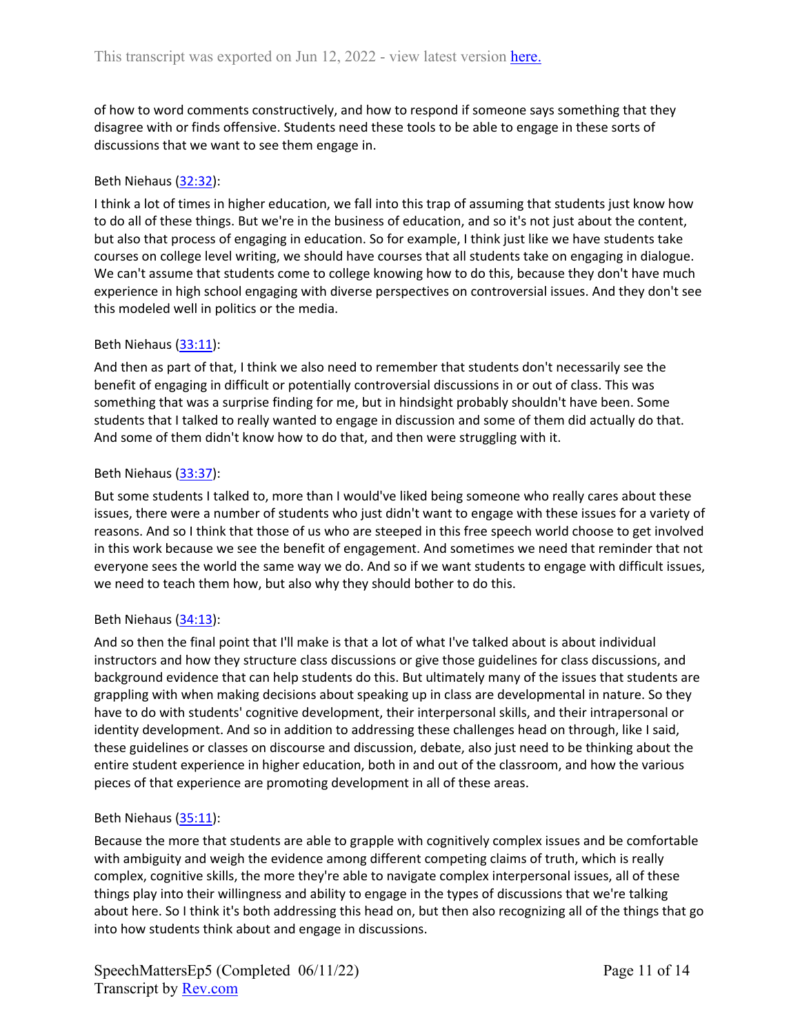of how to word comments constructively, and how to respond if someone says something that they disagree with or finds offensive. Students need these tools to be able to engage in these sorts of discussions that we want to see them engage in.

Beth Niehaus ([32:32](#)):

I think a lot of times in higher education, we fall into this trap of assuming that students just know how to do all of these things. But we're in the business of education, and so it's not just about the content, but also that process of engaging in education. So for example, I think just like we have students take courses on college level writing, we should have courses that all students take on engaging in dialogue. We can't assume that students come to college knowing how to do this, because they don't have much experience in high school engaging with diverse perspectives on controversial issues. And they don't see this modeled well in politics or the media.

Beth Niehaus ([33:11](#)):

And then as part of that, I think we also need to remember that students don't necessarily see the benefit of engaging in difficult or potentially controversial discussions in or out of class. This was something that was a surprise finding for me, but in hindsight probably shouldn't have been. Some students that I talked to really wanted to engage in discussion and some of them did actually do that. And some of them didn't know how to do that, and then were struggling with it.

Beth Niehaus ([33:37](#)):

But some students I talked to, more than I would've liked being someone who really cares about these issues, there were a number of students who just didn't want to engage with these issues for a variety of reasons. And so I think that those of us who are steeped in this free speech world choose to get involved in this work because we see the benefit of engagement. And sometimes we need that reminder that not everyone sees the world the same way we do. And so if we want students to engage with difficult issues, we need to teach them how, but also why they should bother to do this.

Beth Niehaus ([34:13](#)):

And so then the final point that I'll make is that a lot of what I've talked about is about individual instructors and how they structure class discussions or give those guidelines for class discussions, and background evidence that can help students do this. But ultimately many of the issues that students are grappling with when making decisions about speaking up in class are developmental in nature. So they have to do with students' cognitive development, their interpersonal skills, and their intrapersonal or identity development. And so in addition to addressing these challenges head on through, like I said, these guidelines or classes on discourse and discussion, debate, also just need to be thinking about the entire student experience in higher education, both in and out of the classroom, and how the various pieces of that experience are promoting development in all of these areas.

Beth Niehaus ([35:11](#)):

Because the more that students are able to grapple with cognitively complex issues and be comfortable with ambiguity and weigh the evidence among different competing claims of truth, which is really complex, cognitive skills, the more they're able to navigate complex interpersonal issues, all of these things play into their willingness and ability to engage in the types of discussions that we're talking about here. So I think it's both addressing this head on, but then also recognizing all of the things that go into how students think about and engage in discussions.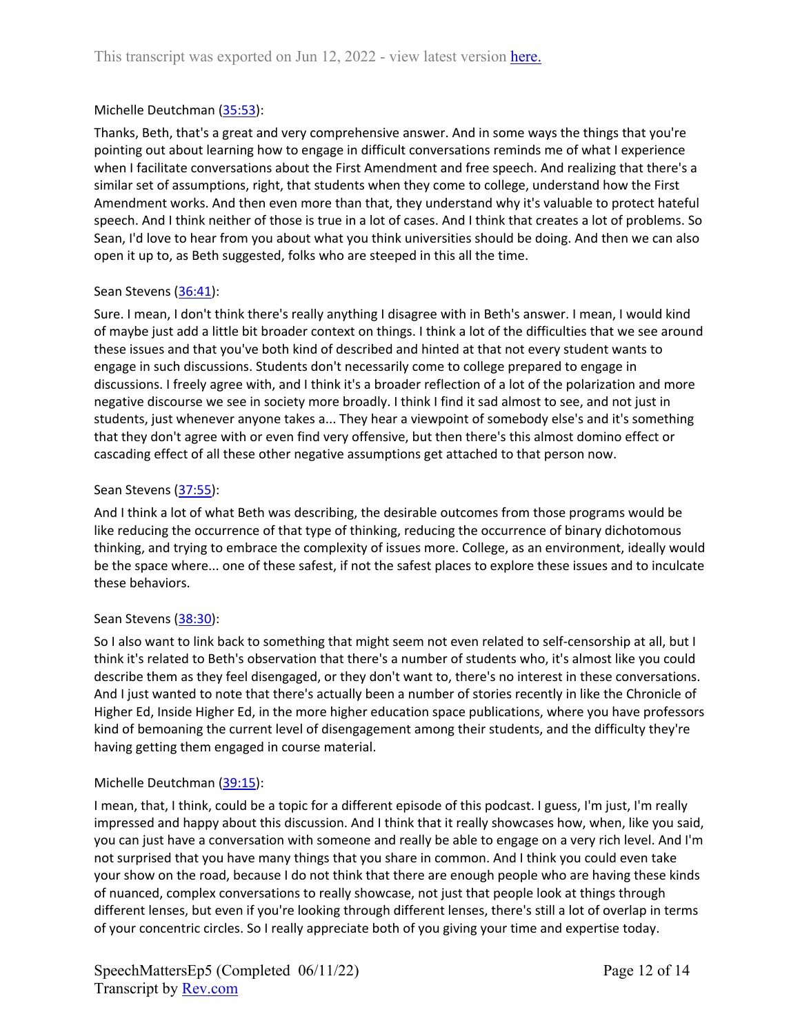Michelle Deutchman ([35:53](#)):

Thanks, Beth, that's a great and very comprehensive answer. And in some ways the things that you're pointing out about learning how to engage in difficult conversations reminds me of what I experience when I facilitate conversations about the First Amendment and free speech. And realizing that there's a similar set of assumptions, right, that students when they come to college, understand how the First Amendment works. And then even more than that, they understand why it's valuable to protect hateful speech. And I think neither of those is true in a lot of cases. And I think that creates a lot of problems. So Sean, I'd love to hear from you about what you think universities should be doing. And then we can also open it up to, as Beth suggested, folks who are steeped in this all the time.

Sean Stevens ([36:41](#)):

Sure. I mean, I don't think there's really anything I disagree with in Beth's answer. I mean, I would kind of maybe just add a little bit broader context on things. I think a lot of the difficulties that we see around these issues and that you've both kind of described and hinted at that not every student wants to engage in such discussions. Students don't necessarily come to college prepared to engage in discussions. I freely agree with, and I think it's a broader reflection of a lot of the polarization and more negative discourse we see in society more broadly. I think I find it sad almost to see, and not just in students, just whenever anyone takes a... They hear a viewpoint of somebody else's and it's something that they don't agree with or even find very offensive, but then there's this almost domino effect or cascading effect of all these other negative assumptions get attached to that person now.

Sean Stevens ([37:55](#)):

And I think a lot of what Beth was describing, the desirable outcomes from those programs would be like reducing the occurrence of that type of thinking, reducing the occurrence of binary dichotomous thinking, and trying to embrace the complexity of issues more. College, as an environment, ideally would be the space where... one of these safest, if not the safest places to explore these issues and to inculcate these behaviors.

Sean Stevens ([38:30](#)):

So I also want to link back to something that might seem not even related to self-censorship at all, but I think it's related to Beth's observation that there's a number of students who, it's almost like you could describe them as they feel disengaged, or they don't want to, there's no interest in these conversations. And I just wanted to note that there's actually been a number of stories recently in like the Chronicle of Higher Ed, Inside Higher Ed, in the more higher education space publications, where you have professors kind of bemoaning the current level of disengagement among their students, and the difficulty they're having getting them engaged in course material.

Michelle Deutchman ([39:15](#)):

I mean, that, I think, could be a topic for a different episode of this podcast. I guess, I'm just, I'm really impressed and happy about this discussion. And I think that it really showcases how, when, like you said, you can just have a conversation with someone and really be able to engage on a very rich level. And I'm not surprised that you have many things that you share in common. And I think you could even take your show on the road, because I do not think that there are enough people who are having these kinds of nuanced, complex conversations to really showcase, not just that people look at things through different lenses, but even if you're looking through different lenses, there's still a lot of overlap in terms of your concentric circles. So I really appreciate both of you giving your time and expertise today.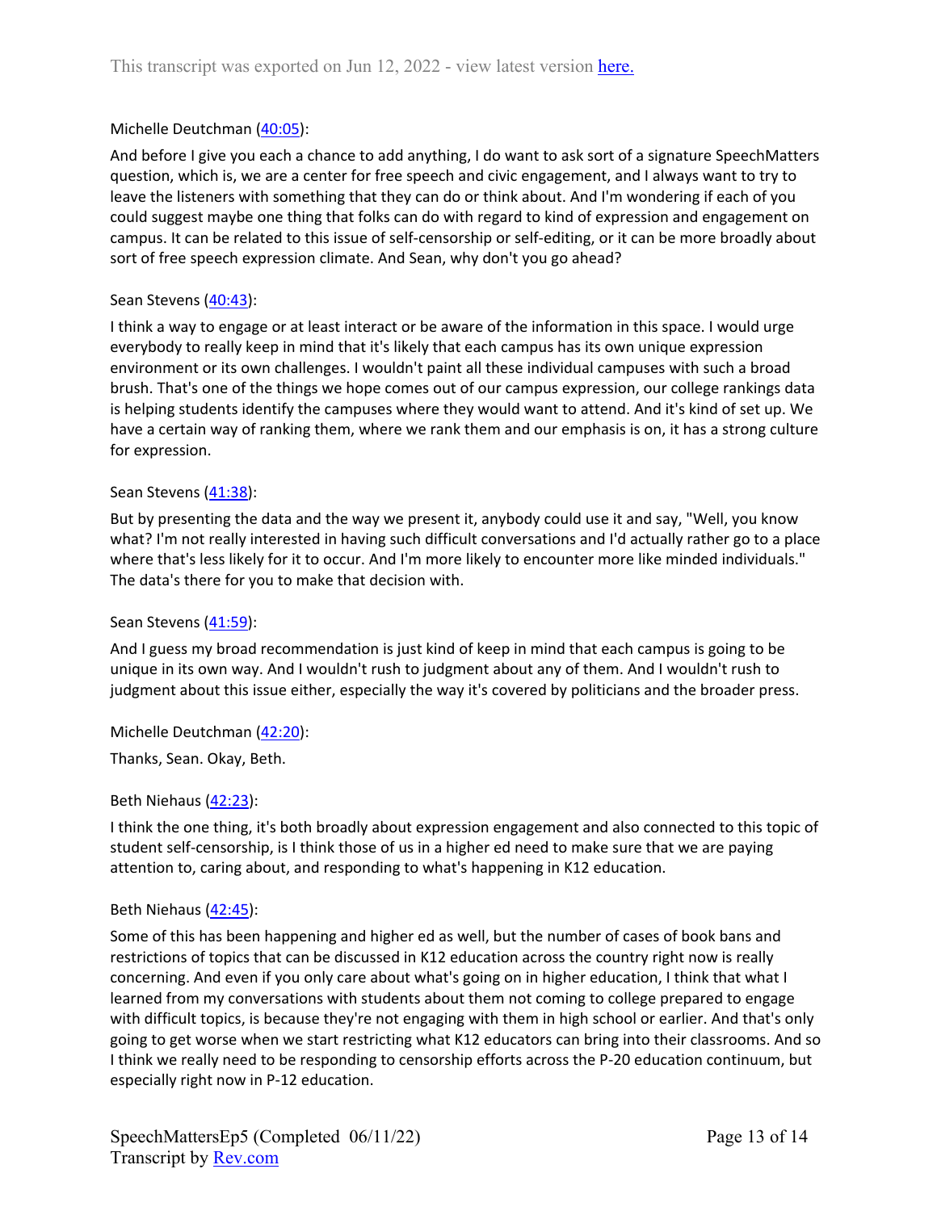Michelle Deutchman ([40:05]()):

And before I give you each a chance to add anything, I do want to ask sort of a signature SpeechMatters question, which is, we are a center for free speech and civic engagement, and I always want to try to leave the listeners with something that they can do or think about. And I'm wondering if each of you could suggest maybe one thing that folks can do with regard to kind of expression and engagement on campus. It can be related to this issue of self-censorship or self-editing, or it can be more broadly about sort of free speech expression climate. And Sean, why don't you go ahead?

Sean Stevens ([40:43]()):

I think a way to engage or at least interact or be aware of the information in this space. I would urge everybody to really keep in mind that it's likely that each campus has its own unique expression environment or its own challenges. I wouldn't paint all these individual campuses with such a broad brush. That's one of the things we hope comes out of our campus expression, our college rankings data is helping students identify the campuses where they would want to attend. And it's kind of set up. We have a certain way of ranking them, where we rank them and our emphasis is on, it has a strong culture for expression.

Sean Stevens ([41:38]()):

But by presenting the data and the way we present it, anybody could use it and say, "Well, you know what? I'm not really interested in having such difficult conversations and I'd actually rather go to a place where that's less likely for it to occur. And I'm more likely to encounter more like minded individuals." The data's there for you to make that decision with.

Sean Stevens ([41:59]()):

And I guess my broad recommendation is just kind of keep in mind that each campus is going to be unique in its own way. And I wouldn't rush to judgment about any of them. And I wouldn't rush to judgment about this issue either, especially the way it's covered by politicians and the broader press.

Michelle Deutchman ([42:20]()):

Thanks, Sean. Okay, Beth.

Beth Niehaus ([42:23]()):

I think the one thing, it's both broadly about expression engagement and also connected to this topic of student self-censorship, is I think those of us in a higher ed need to make sure that we are paying attention to, caring about, and responding to what's happening in K12 education.

Beth Niehaus ([42:45]()):

Some of this has been happening and higher ed as well, but the number of cases of book bans and restrictions of topics that can be discussed in K12 education across the country right now is really concerning. And even if you only care about what's going on in higher education, I think that what I learned from my conversations with students about them not coming to college prepared to engage with difficult topics, is because they're not engaging with them in high school or earlier. And that's only going to get worse when we start restricting what K12 educators can bring into their classrooms. And so I think we really need to be responding to censorship efforts across the P-20 education continuum, but especially right now in P-12 education.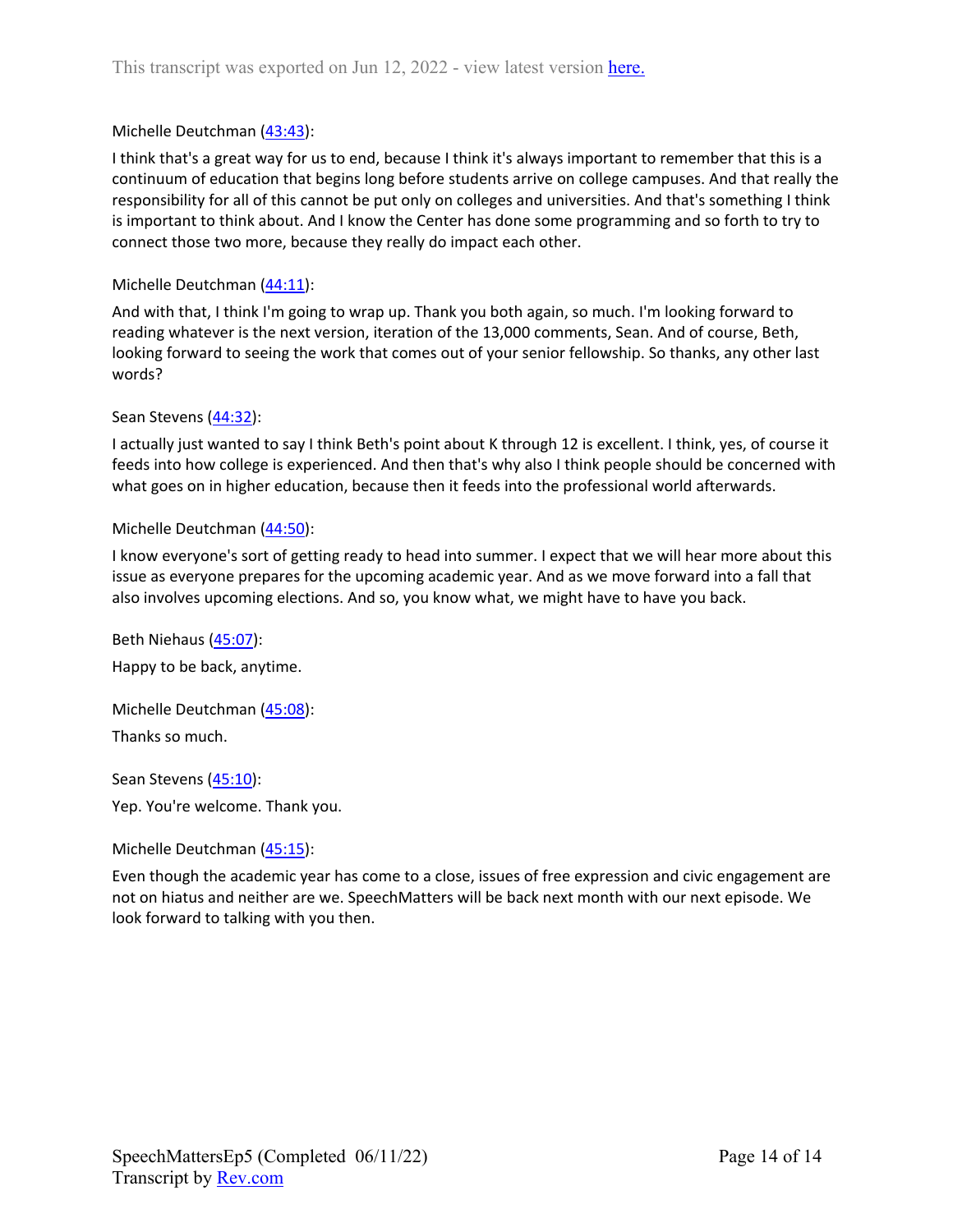Michelle Deutchman (43:43):

I think that's a great way for us to end, because I think it's always important to remember that this is a continuum of education that begins long before students arrive on college campuses. And that really the responsibility for all of this cannot be put only on colleges and universities. And that's something I think is important to think about. And I know the Center has done some programming and so forth to try to connect those two more, because they really do impact each other.

Michelle Deutchman (44:11):

And with that, I think I'm going to wrap up. Thank you both again, so much. I'm looking forward to reading whatever is the next version, iteration of the 13,000 comments, Sean. And of course, Beth, looking forward to seeing the work that comes out of your senior fellowship. So thanks, any other last words?

Sean Stevens (44:32):

I actually just wanted to say I think Beth's point about K through 12 is excellent. I think, yes, of course it feeds into how college is experienced. And then that's why also I think people should be concerned with what goes on in higher education, because then it feeds into the professional world afterwards.

Michelle Deutchman (44:50):

I know everyone's sort of getting ready to head into summer. I expect that we will hear more about this issue as everyone prepares for the upcoming academic year. And as we move forward into a fall that also involves upcoming elections. And so, you know what, we might have to have you back.

Beth Niehaus (45:07):

Happy to be back, anytime.

Michelle Deutchman (45:08):

Thanks so much.

Sean Stevens (45:10):

Yep. You're welcome. Thank you.

Michelle Deutchman (45:15):

Even though the academic year has come to a close, issues of free expression and civic engagement are not on hiatus and neither are we. SpeechMatters will be back next month with our next episode. We look forward to talking with you then.